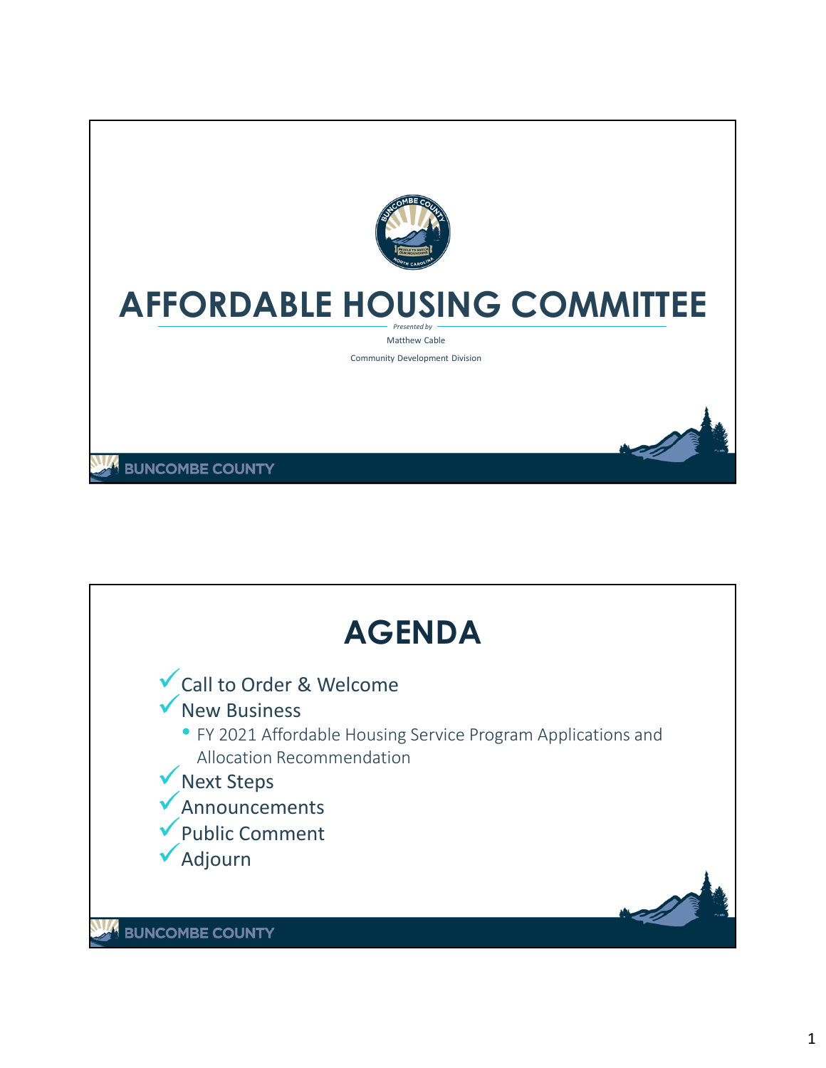# AFFORDABLE HOUSING COMMITTEE

*Presented by*

Matthew Cable

Community Development Division

BUNCOMBE COUNTY

# AGENDA

- ✓ Call to Order & Welcome
- ✓ New Business
  - FY 2021 Affordable Housing Service Program Applications and Allocation Recommendation
- ✓ Next Steps
- ✓ Announcements
- ✓ Public Comment
- ✓ Adjourn

BUNCOMBE COUNTY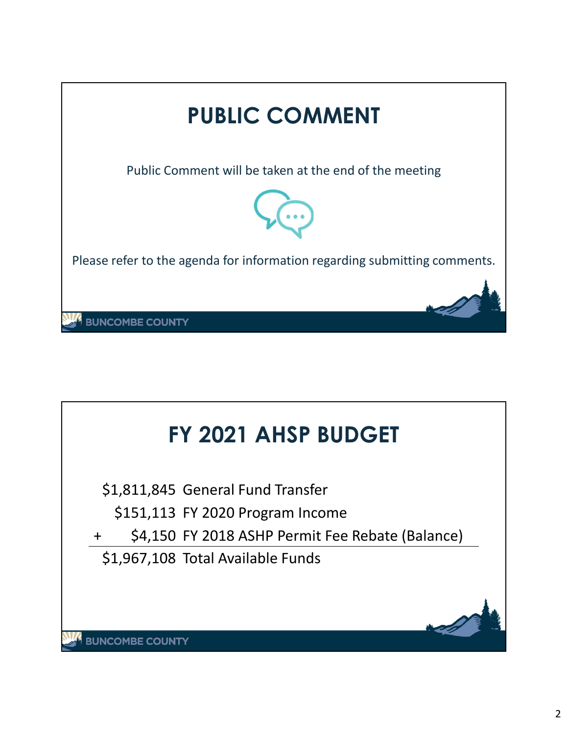# PUBLIC COMMENT

Public Comment will be taken at the end of the meeting

Please refer to the agenda for information regarding submitting comments.

# FY 2021 AHSP BUDGET

| | Amount | Description |
|---|---|---|
| | $1,811,845 | General Fund Transfer |
| | $151,113 | FY 2020 Program Income |
| + | $4,150 | FY 2018 ASHP Permit Fee Rebate (Balance) |
| | $1,967,108 | Total Available Funds |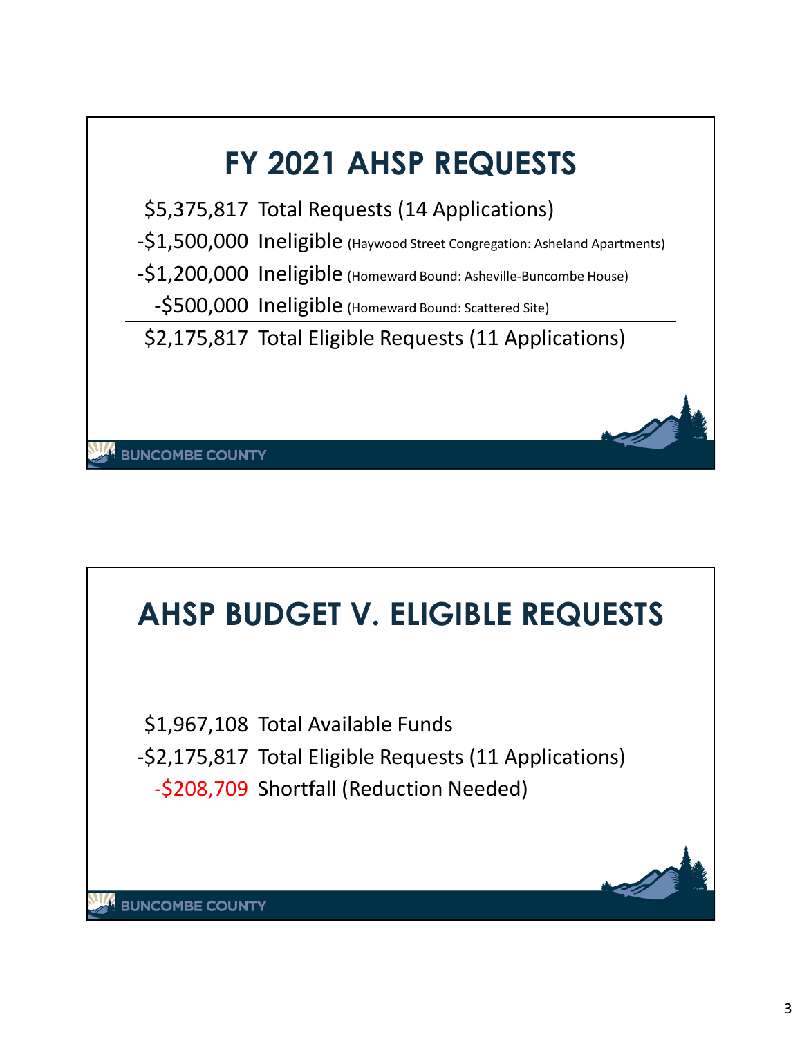## FY 2021 AHSP REQUESTS

| | |
|---:|---|
| $5,375,817 | Total Requests (14 Applications) |
| -$1,500,000 | Ineligible (Haywood Street Congregation: Asheland Apartments) |
| -$1,200,000 | Ineligible (Homeward Bound: Asheville-Buncombe House) |
| -$500,000 | Ineligible (Homeward Bound: Scattered Site) |
| $2,175,817 | Total Eligible Requests (11 Applications) |

BUNCOMBE COUNTY

## AHSP BUDGET V. ELIGIBLE REQUESTS

| | |
|---:|---|
| $1,967,108 | Total Available Funds |
| -$2,175,817 | Total Eligible Requests (11 Applications) |
| -$208,709 | Shortfall (Reduction Needed) |

BUNCOMBE COUNTY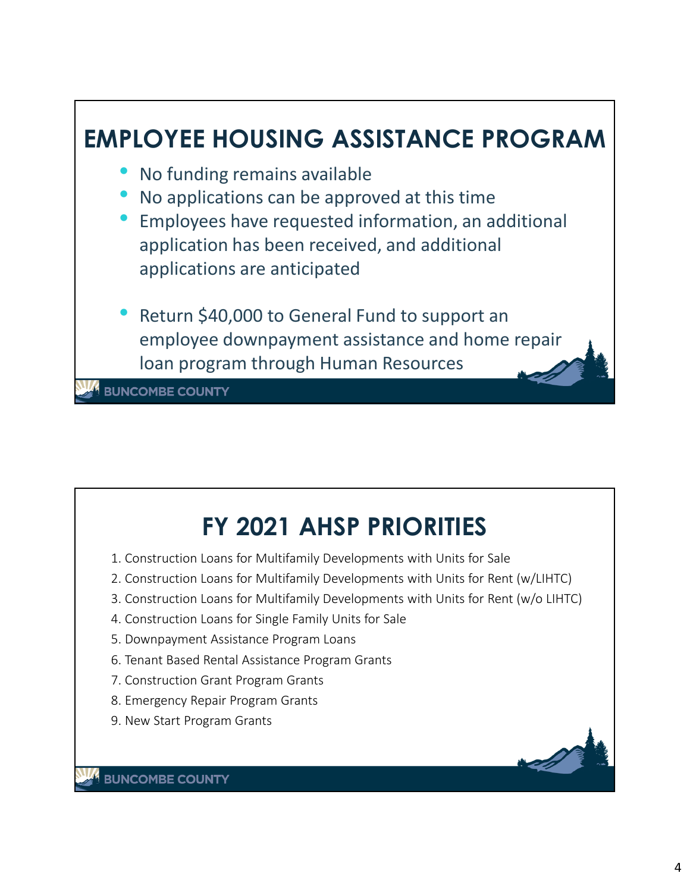## EMPLOYEE HOUSING ASSISTANCE PROGRAM

- No funding remains available
- No applications can be approved at this time
- Employees have requested information, an additional application has been received, and additional applications are anticipated

- Return $40,000 to General Fund to support an employee downpayment assistance and home repair loan program through Human Resources

BUNCOMBE COUNTY

## FY 2021 AHSP PRIORITIES

1. Construction Loans for Multifamily Developments with Units for Sale
2. Construction Loans for Multifamily Developments with Units for Rent (w/LIHTC)
3. Construction Loans for Multifamily Developments with Units for Rent (w/o LIHTC)
4. Construction Loans for Single Family Units for Sale
5. Downpayment Assistance Program Loans
6. Tenant Based Rental Assistance Program Grants
7. Construction Grant Program Grants
8. Emergency Repair Program Grants
9. New Start Program Grants

BUNCOMBE COUNTY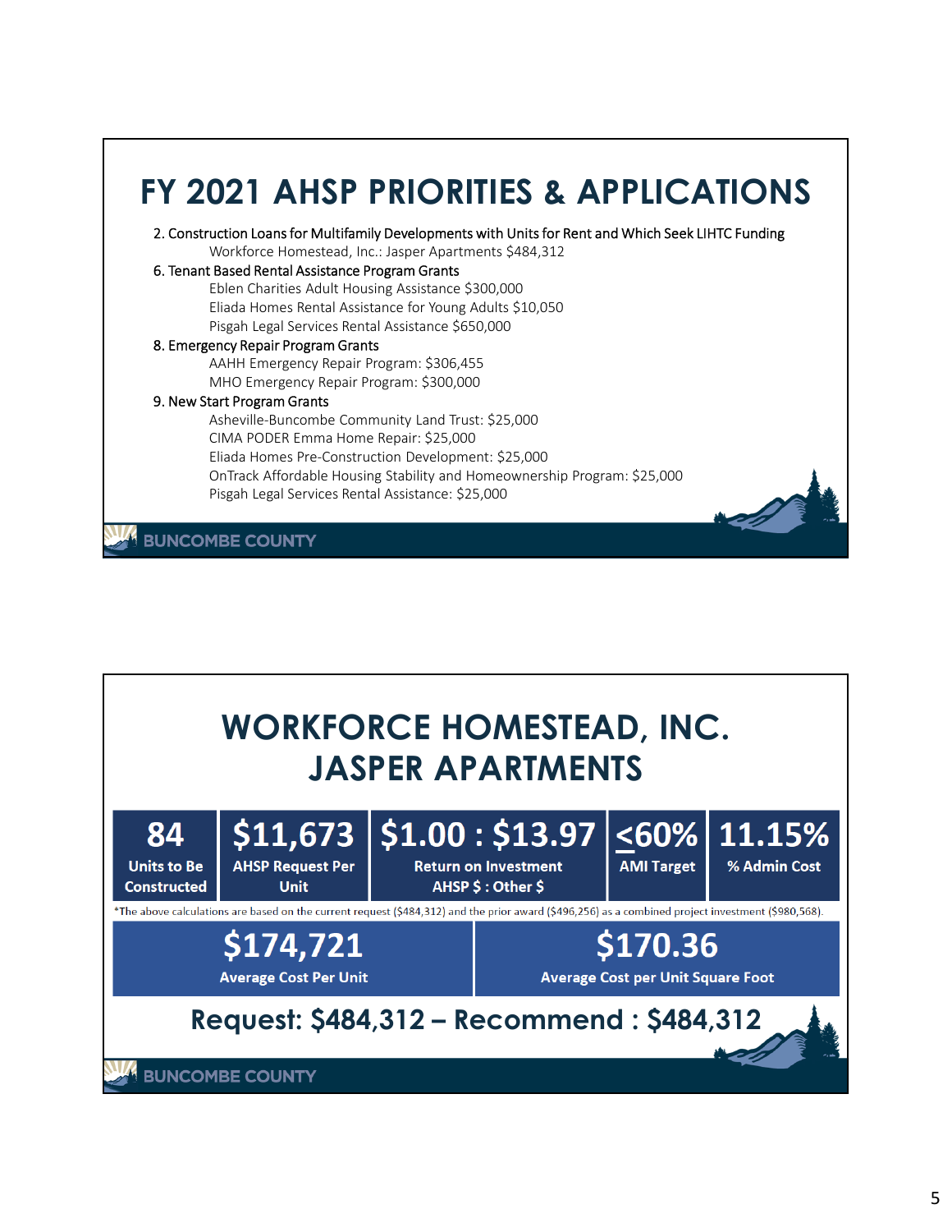# FY 2021 AHSP PRIORITIES & APPLICATIONS

2. Construction Loans for Multifamily Developments with Units for Rent and Which Seek LIHTC Funding
    - Workforce Homestead, Inc.: Jasper Apartments $484,312
6. Tenant Based Rental Assistance Program Grants
    - Eblen Charities Adult Housing Assistance $300,000
    - Eliada Homes Rental Assistance for Young Adults $10,050
    - Pisgah Legal Services Rental Assistance $650,000
8. Emergency Repair Program Grants
    - AAHH Emergency Repair Program: $306,455
    - MHO Emergency Repair Program: $300,000
9. New Start Program Grants
    - Asheville-Buncombe Community Land Trust: $25,000
    - CIMA PODER Emma Home Repair: $25,000
    - Eliada Homes Pre-Construction Development: $25,000
    - OnTrack Affordable Housing Stability and Homeownership Program: $25,000
    - Pisgah Legal Services Rental Assistance: $25,000

BUNCOMBE COUNTY

# WORKFORCE HOMESTEAD, INC. JASPER APARTMENTS

| 84 | $11,673 | $1.00 : $13.97 | ≤60% | 11.15% |
|---|---|---|---|---|
| Units to Be Constructed | AHSP Request Per Unit | Return on Investment AHSP $ : Other $ | AMI Target | % Admin Cost |

*The above calculations are based on the current request ($484,312) and the prior award ($496,256) as a combined project investment ($980,568).

| $174,721 | $170.36 |
|---|---|
| Average Cost Per Unit | Average Cost per Unit Square Foot |

**Request: $484,312 – Recommend : $484,312**

BUNCOMBE COUNTY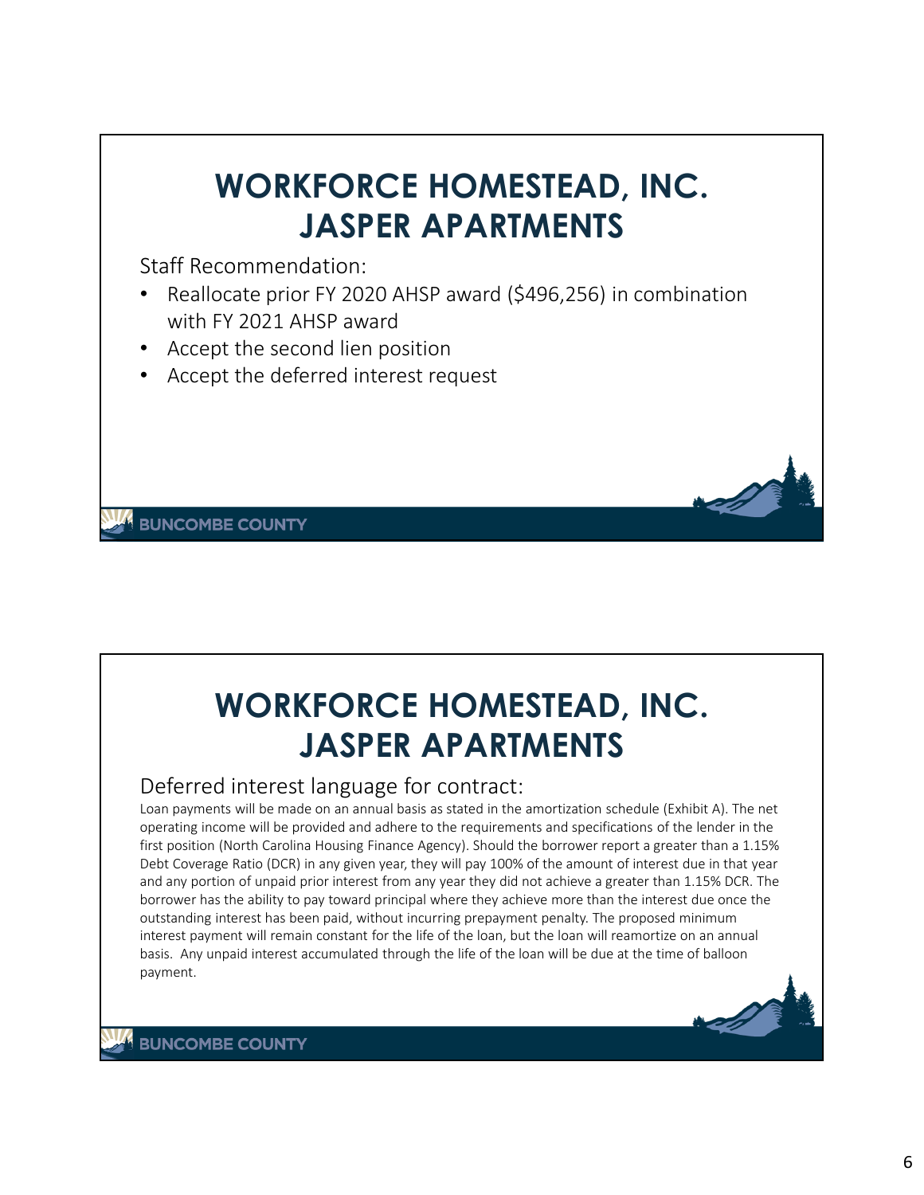# WORKFORCE HOMESTEAD, INC. JASPER APARTMENTS

Staff Recommendation:

- Reallocate prior FY 2020 AHSP award ($496,256) in combination with FY 2021 AHSP award
- Accept the second lien position
- Accept the deferred interest request

# WORKFORCE HOMESTEAD, INC. JASPER APARTMENTS

Deferred interest language for contract:

Loan payments will be made on an annual basis as stated in the amortization schedule (Exhibit A). The net operating income will be provided and adhere to the requirements and specifications of the lender in the first position (North Carolina Housing Finance Agency). Should the borrower report a greater than a 1.15% Debt Coverage Ratio (DCR) in any given year, they will pay 100% of the amount of interest due in that year and any portion of unpaid prior interest from any year they did not achieve a greater than 1.15% DCR. The borrower has the ability to pay toward principal where they achieve more than the interest due once the outstanding interest has been paid, without incurring prepayment penalty. The proposed minimum interest payment will remain constant for the life of the loan, but the loan will reamortize on an annual basis. Any unpaid interest accumulated through the life of the loan will be due at the time of balloon payment.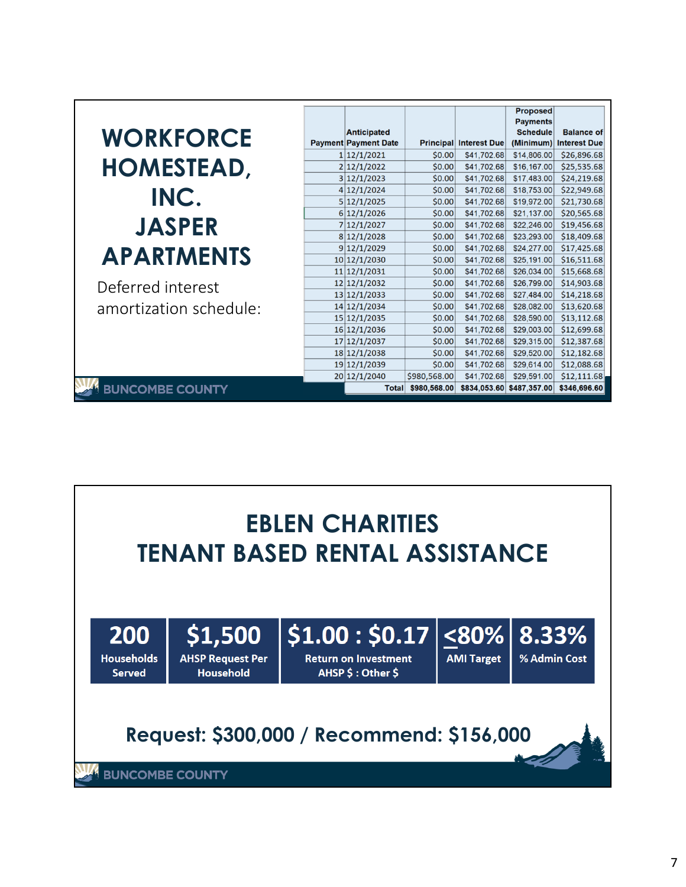# WORKFORCE HOMESTEAD, INC. JASPER APARTMENTS

Deferred interest amortization schedule:

| Payment | Anticipated Payment Date | Principal | Interest Due | Proposed Payments Schedule (Minimum) | Balance of Interest Due |
|---|---|---|---|---|---|
| 1 | 12/1/2021 | $0.00 | $41,702.68 | $14,806.00 | $26,896.68 |
| 2 | 12/1/2022 | $0.00 | $41,702.68 | $16,167.00 | $25,535.68 |
| 3 | 12/1/2023 | $0.00 | $41,702.68 | $17,483.00 | $24,219.68 |
| 4 | 12/1/2024 | $0.00 | $41,702.68 | $18,753.00 | $22,949.68 |
| 5 | 12/1/2025 | $0.00 | $41,702.68 | $19,972.00 | $21,730.68 |
| 6 | 12/1/2026 | $0.00 | $41,702.68 | $21,137.00 | $20,565.68 |
| 7 | 12/1/2027 | $0.00 | $41,702.68 | $22,246.00 | $19,456.68 |
| 8 | 12/1/2028 | $0.00 | $41,702.68 | $23,293.00 | $18,409.68 |
| 9 | 12/1/2029 | $0.00 | $41,702.68 | $24,277.00 | $17,425.68 |
| 10 | 12/1/2030 | $0.00 | $41,702.68 | $25,191.00 | $16,511.68 |
| 11 | 12/1/2031 | $0.00 | $41,702.68 | $26,034.00 | $15,668.68 |
| 12 | 12/1/2032 | $0.00 | $41,702.68 | $26,799.00 | $14,903.68 |
| 13 | 12/1/2033 | $0.00 | $41,702.68 | $27,484.00 | $14,218.68 |
| 14 | 12/1/2034 | $0.00 | $41,702.68 | $28,082.00 | $13,620.68 |
| 15 | 12/1/2035 | $0.00 | $41,702.68 | $28,590.00 | $13,112.68 |
| 16 | 12/1/2036 | $0.00 | $41,702.68 | $29,003.00 | $12,699.68 |
| 17 | 12/1/2037 | $0.00 | $41,702.68 | $29,315.00 | $12,387.68 |
| 18 | 12/1/2038 | $0.00 | $41,702.68 | $29,520.00 | $12,182.68 |
| 19 | 12/1/2039 | $0.00 | $41,702.68 | $29,614.00 | $12,088.68 |
| 20 | 12/1/2040 | $980,568.00 | $41,702.68 | $29,591.00 | $12,111.68 |
| | Total | $980,568.00 | $834,053.60 | $487,357.00 | $346,696.60 |

# EBLEN CHARITIES TENANT BASED RENTAL ASSISTANCE

| 200 | $1,500 | $1.00 : $0.17 | ≤80% | 8.33% |
|---|---|---|---|---|
| Households Served | AHSP Request Per Household | Return on Investment AHSP $ : Other $ | AMI Target | % Admin Cost |

**Request: $300,000 / Recommend: $156,000**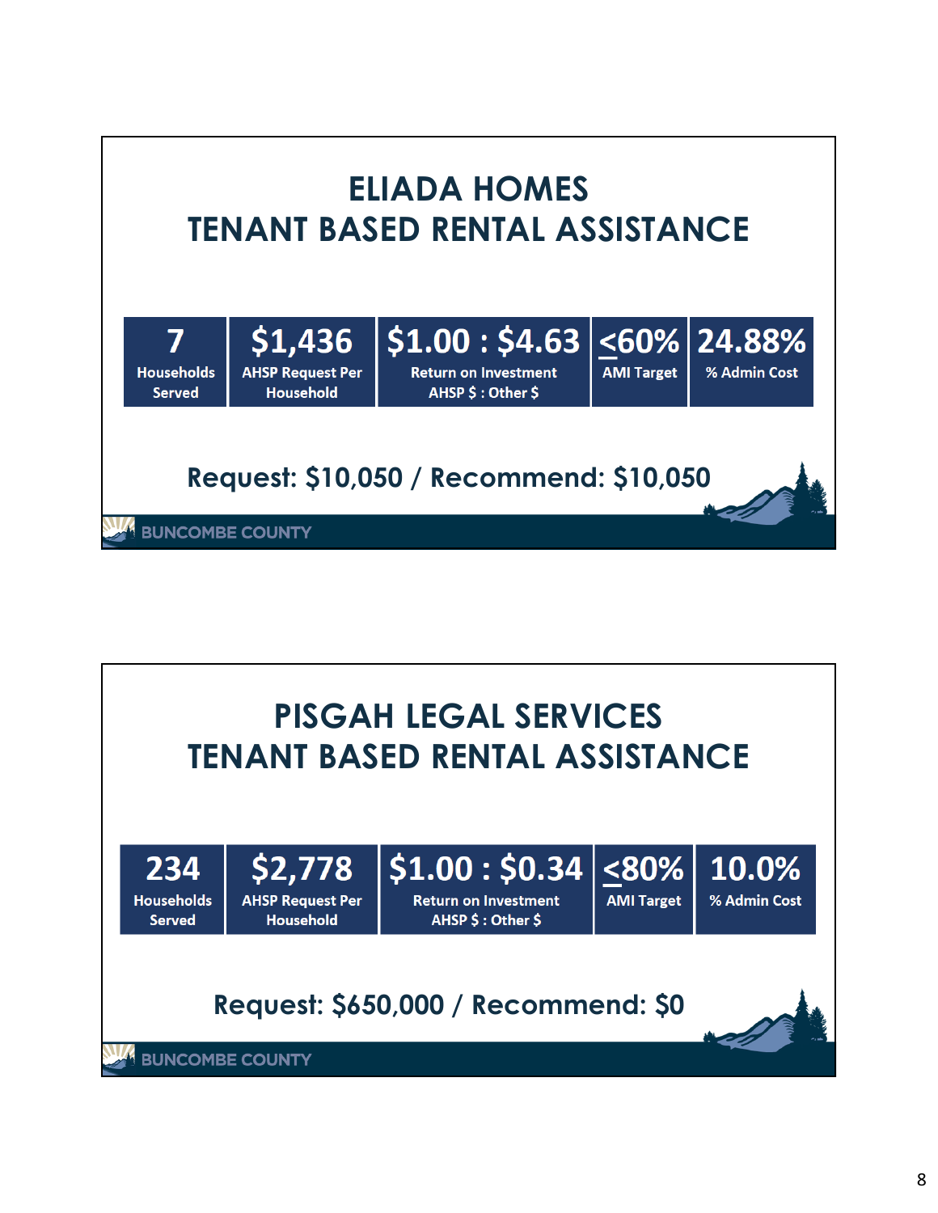# ELIADA HOMES
# TENANT BASED RENTAL ASSISTANCE

| 7 | $1,436 | $1.00 : $4.63 | ≤60% | 24.88% |
|---|---|---|---|---|
| Households Served | AHSP Request Per Household | Return on Investment AHSP $ : Other $ | AMI Target | % Admin Cost |

**Request: $10,050 / Recommend: $10,050**

BUNCOMBE COUNTY

# PISGAH LEGAL SERVICES
# TENANT BASED RENTAL ASSISTANCE

| 234 | $2,778 | $1.00 : $0.34 | ≤80% | 10.0% |
|---|---|---|---|---|
| Households Served | AHSP Request Per Household | Return on Investment AHSP $ : Other $ | AMI Target | % Admin Cost |

**Request: $650,000 / Recommend: $0**

BUNCOMBE COUNTY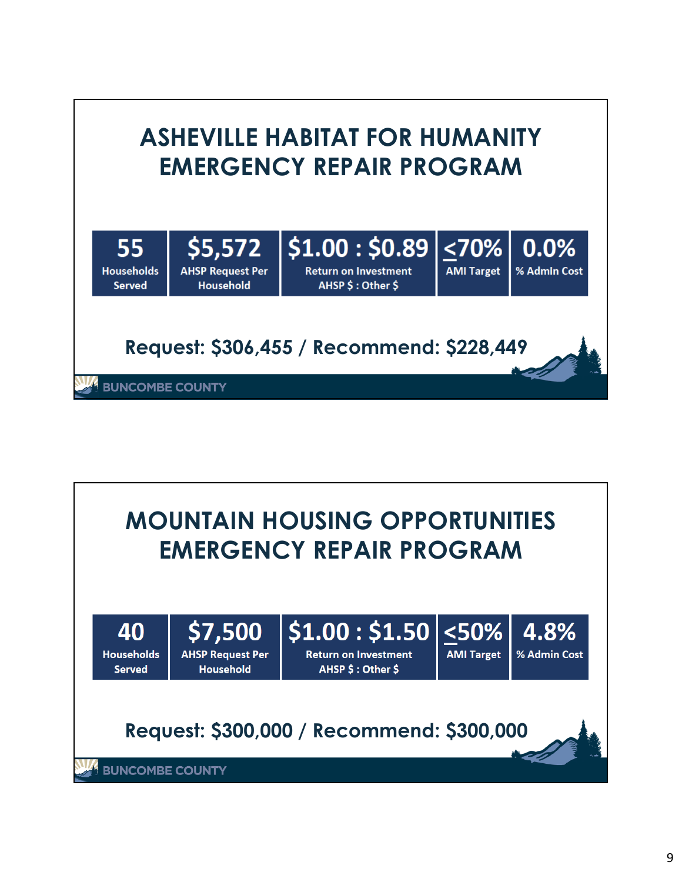# ASHEVILLE HABITAT FOR HUMANITY EMERGENCY REPAIR PROGRAM

| 55 | \$5,572 | \$1.00 : \$0.89 | ≤70% | 0.0% |
|---|---|---|---|---|
| Households Served | AHSP Request Per Household | Return on Investment AHSP \$ : Other \$ | AMI Target | % Admin Cost |

**Request: \$306,455 / Recommend: \$228,449**

BUNCOMBE COUNTY

# MOUNTAIN HOUSING OPPORTUNITIES EMERGENCY REPAIR PROGRAM

| 40 | \$7,500 | \$1.00 : \$1.50 | ≤50% | 4.8% |
|---|---|---|---|---|
| Households Served | AHSP Request Per Household | Return on Investment AHSP \$ : Other \$ | AMI Target | % Admin Cost |

**Request: \$300,000 / Recommend: \$300,000**

BUNCOMBE COUNTY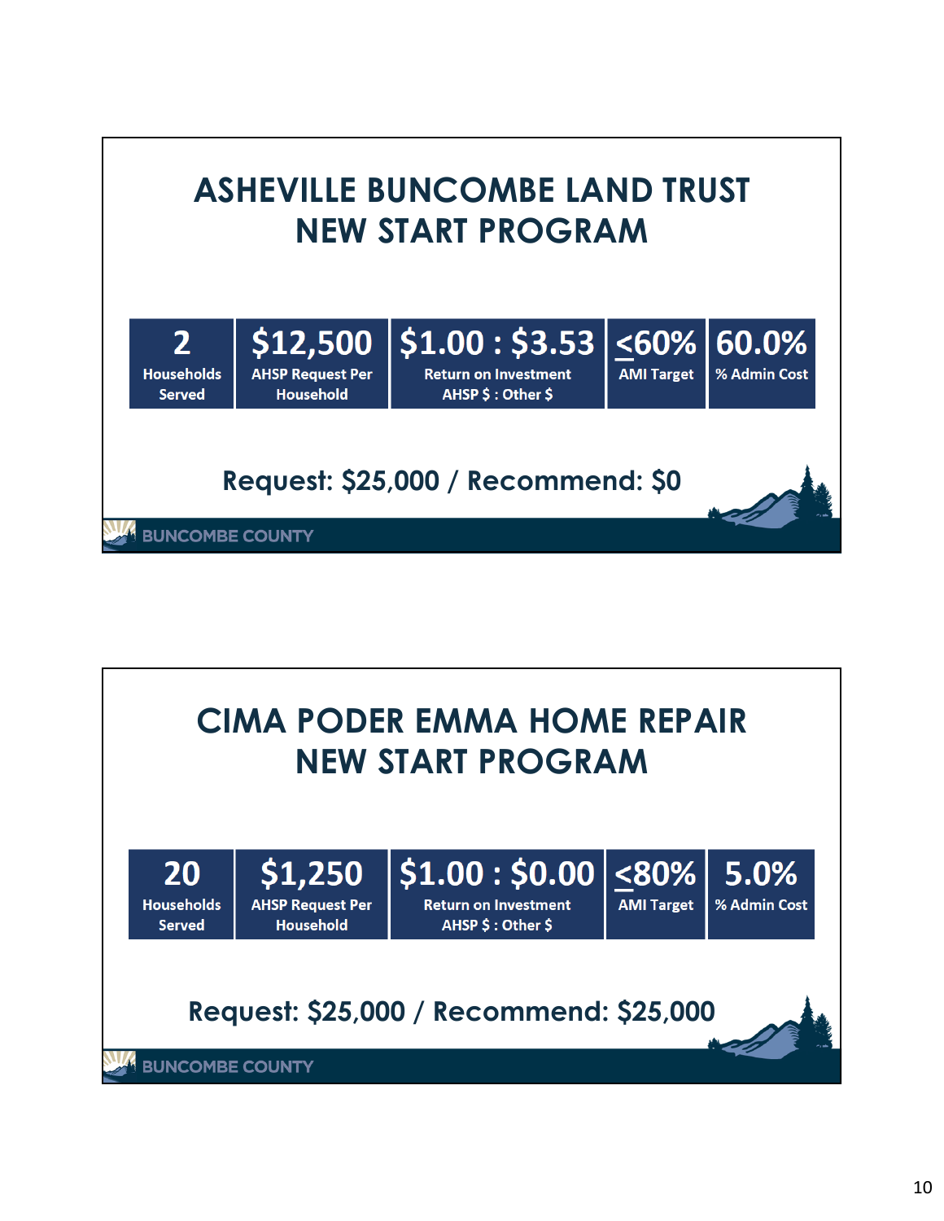# ASHEVILLE BUNCOMBE LAND TRUST NEW START PROGRAM

| 2 | $12,500 | $1.00 : $3.53 | ≤60% | 60.0% |
|---|---|---|---|---|
| Households Served | AHSP Request Per Household | Return on Investment AHSP $ : Other $ | AMI Target | % Admin Cost |

**Request: $25,000 / Recommend: $0**

BUNCOMBE COUNTY

# CIMA PODER EMMA HOME REPAIR NEW START PROGRAM

| 20 | $1,250 | $1.00 : $0.00 | ≤80% | 5.0% |
|---|---|---|---|---|
| Households Served | AHSP Request Per Household | Return on Investment AHSP $ : Other $ | AMI Target | % Admin Cost |

**Request: $25,000 / Recommend: $25,000**

BUNCOMBE COUNTY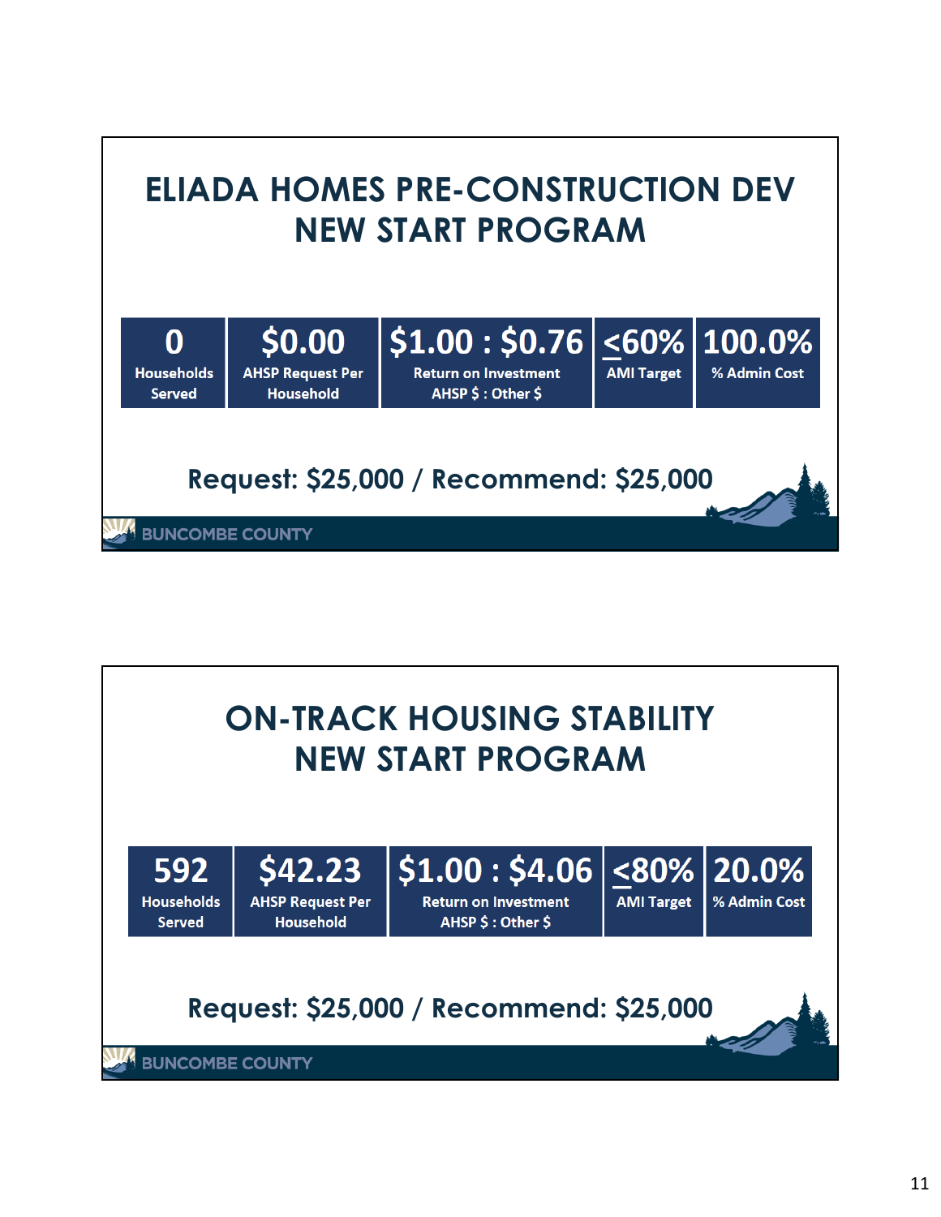# ELIADA HOMES PRE-CONSTRUCTION DEV NEW START PROGRAM

| 0 | $0.00 | $1.00 : $0.76 | ≤60% | 100.0% |
|---|---|---|---|---|
| Households Served | AHSP Request Per Household | Return on Investment AHSP $ : Other $ | AMI Target | % Admin Cost |

**Request: $25,000 / Recommend: $25,000**

BUNCOMBE COUNTY

# ON-TRACK HOUSING STABILITY NEW START PROGRAM

| 592 | $42.23 | $1.00 : $4.06 | ≤80% | 20.0% |
|---|---|---|---|---|
| Households Served | AHSP Request Per Household | Return on Investment AHSP $ : Other $ | AMI Target | % Admin Cost |

**Request: $25,000 / Recommend: $25,000**

BUNCOMBE COUNTY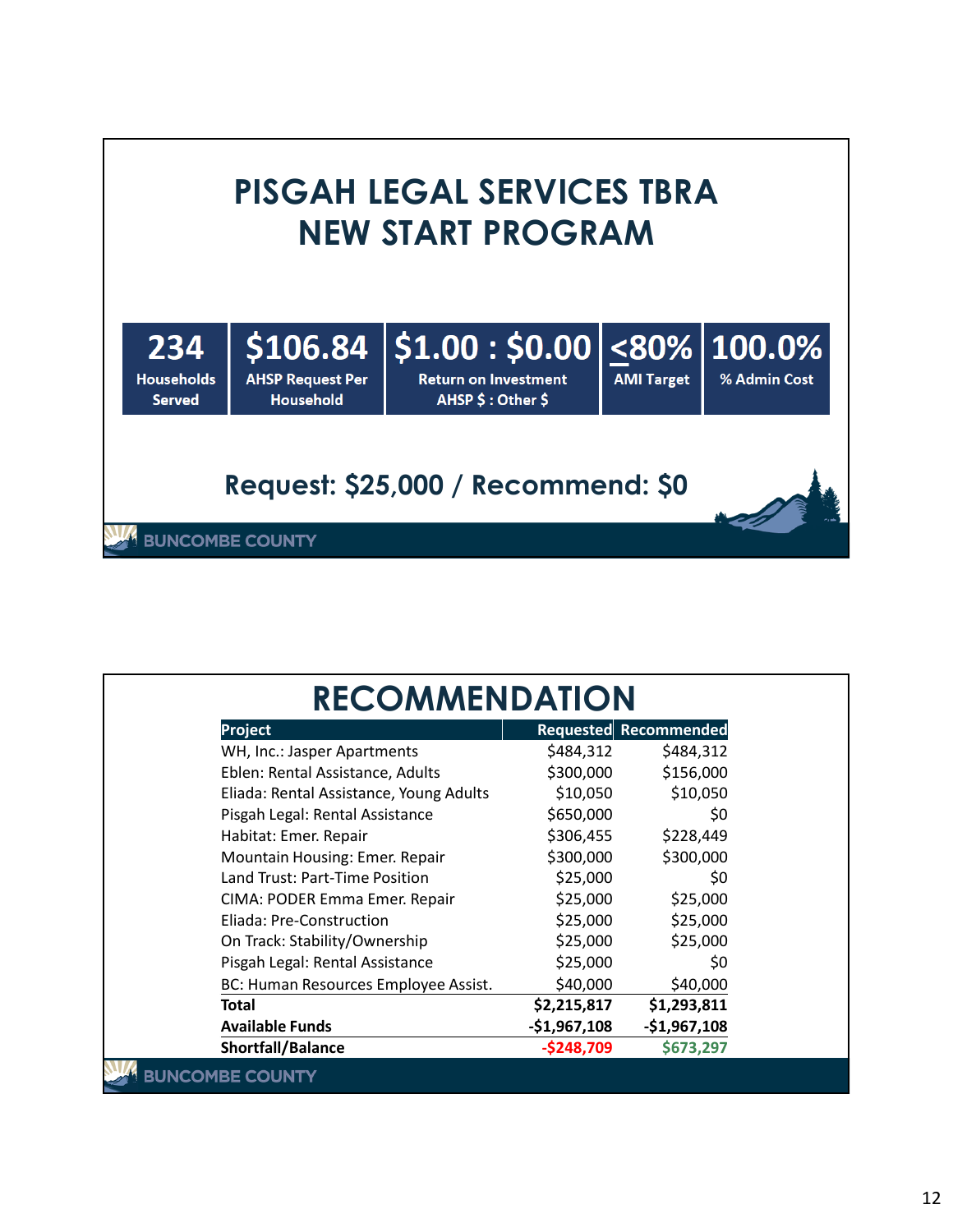# PISGAH LEGAL SERVICES TBRA NEW START PROGRAM

| 234 | $106.84 | $1.00 : $0.00 | <80% | 100.0% |
|---|---|---|---|---|
| Households Served | AHSP Request Per Household | Return on Investment AHSP $ : Other $ | AMI Target | % Admin Cost |

## Request: $25,000 / Recommend: $0

BUNCOMBE COUNTY

# RECOMMENDATION

| Project | Requested | Recommended |
|---|---|---|
| WH, Inc.: Jasper Apartments | $484,312 | $484,312 |
| Eblen: Rental Assistance, Adults | $300,000 | $156,000 |
| Eliada: Rental Assistance, Young Adults | $10,050 | $10,050 |
| Pisgah Legal: Rental Assistance | $650,000 | $0 |
| Habitat: Emer. Repair | $306,455 | $228,449 |
| Mountain Housing: Emer. Repair | $300,000 | $300,000 |
| Land Trust: Part-Time Position | $25,000 | $0 |
| CIMA: PODER Emma Emer. Repair | $25,000 | $25,000 |
| Eliada: Pre-Construction | $25,000 | $25,000 |
| On Track: Stability/Ownership | $25,000 | $25,000 |
| Pisgah Legal: Rental Assistance | $25,000 | $0 |
| BC: Human Resources Employee Assist. | $40,000 | $40,000 |
| **Total** | **$2,215,817** | **$1,293,811** |
| **Available Funds** | **-$1,967,108** | **-$1,967,108** |
| **Shortfall/Balance** | **-$248,709** | **$673,297** |

BUNCOMBE COUNTY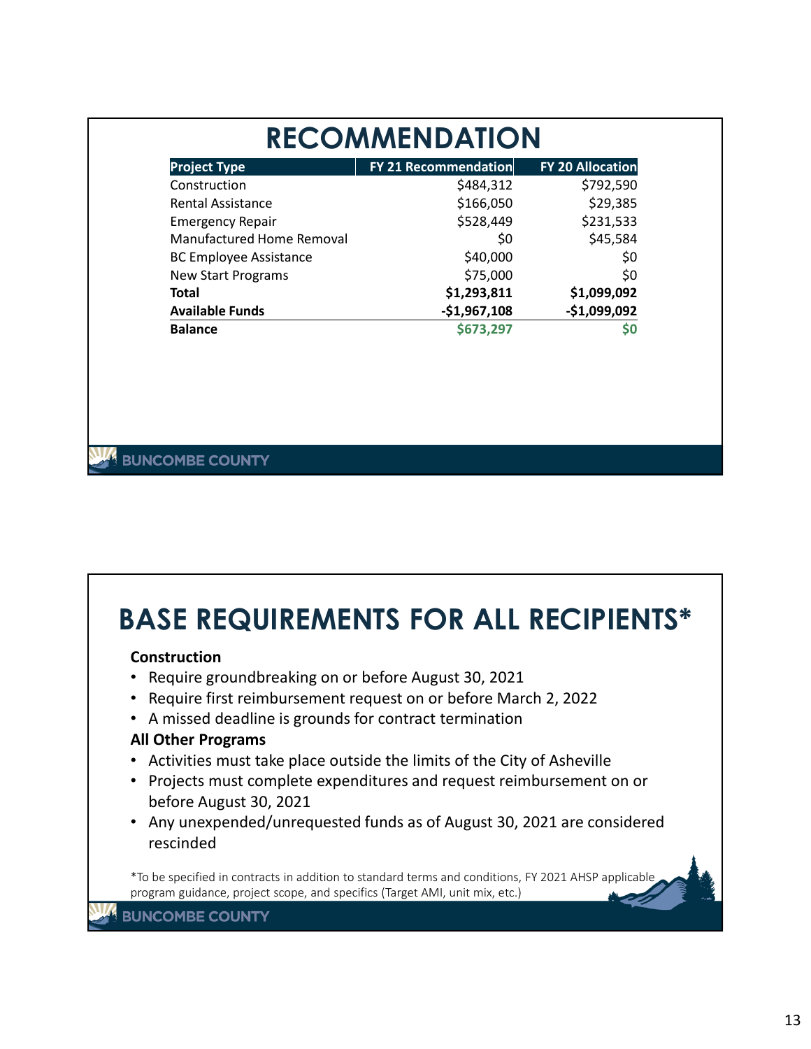# RECOMMENDATION

| Project Type | FY 21 Recommendation | FY 20 Allocation |
|---|---|---|
| Construction | $484,312 | $792,590 |
| Rental Assistance | $166,050 | $29,385 |
| Emergency Repair | $528,449 | $231,533 |
| Manufactured Home Removal | $0 | $45,584 |
| BC Employee Assistance | $40,000 | $0 |
| New Start Programs | $75,000 | $0 |
| **Total** | **$1,293,811** | **$1,099,092** |
| **Available Funds** | **-$1,967,108** | **-$1,099,092** |
| **Balance** | **$673,297** | **$0** |

BUNCOMBE COUNTY

# BASE REQUIREMENTS FOR ALL RECIPIENTS*

**Construction**

- Require groundbreaking on or before August 30, 2021
- Require first reimbursement request on or before March 2, 2022
- A missed deadline is grounds for contract termination

**All Other Programs**

- Activities must take place outside the limits of the City of Asheville
- Projects must complete expenditures and request reimbursement on or before August 30, 2021
- Any unexpended/unrequested funds as of August 30, 2021 are considered rescinded

*To be specified in contracts in addition to standard terms and conditions, FY 2021 AHSP applicable program guidance, project scope, and specifics (Target AMI, unit mix, etc.)

BUNCOMBE COUNTY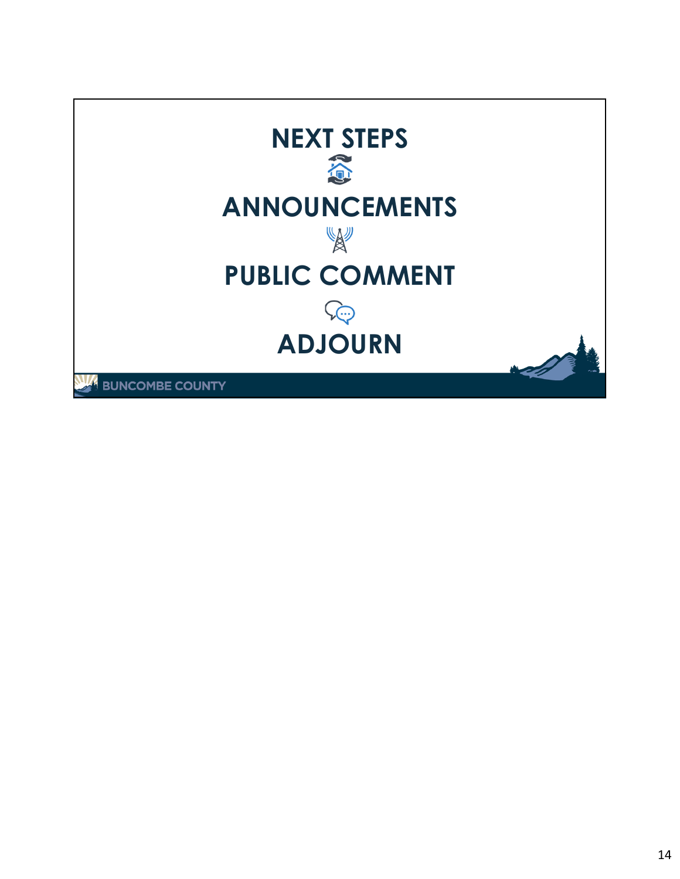# NEXT STEPS

# ANNOUNCEMENTS

# PUBLIC COMMENT

# ADJOURN

BUNCOMBE COUNTY